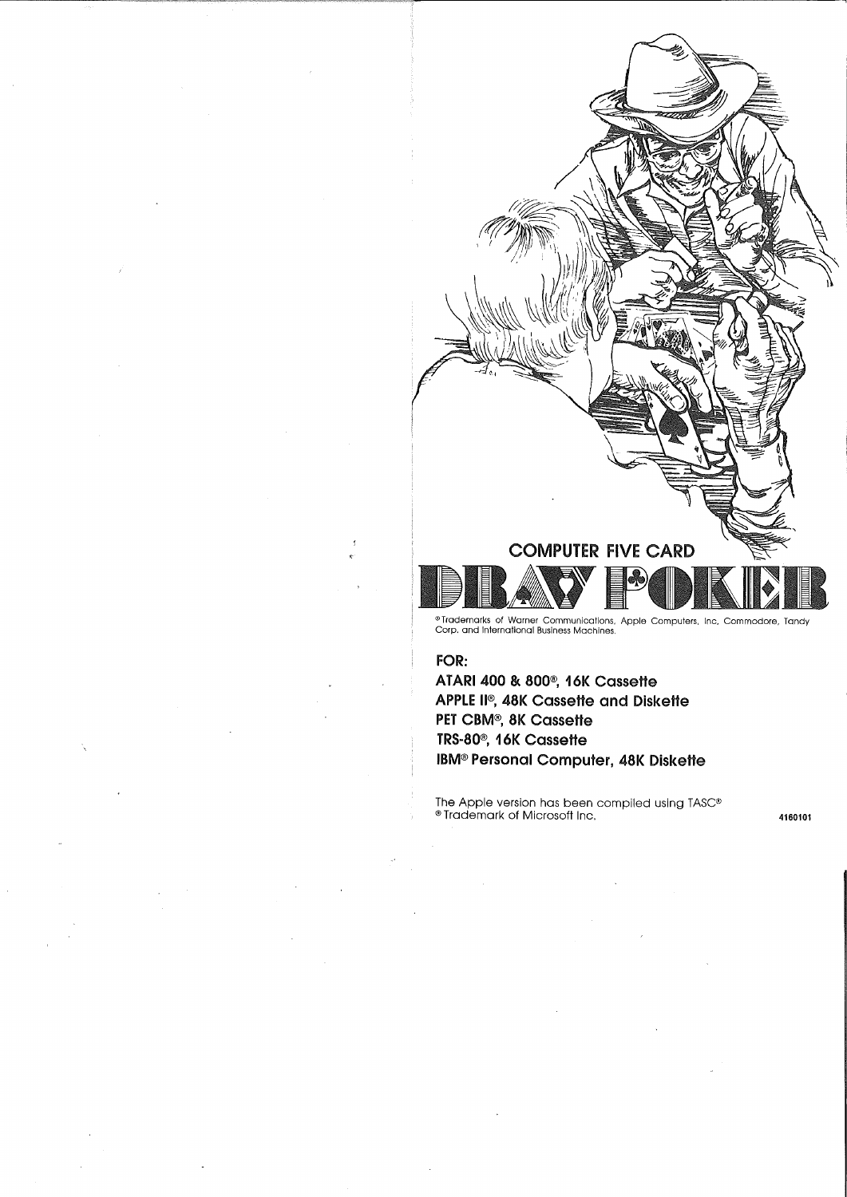# COMPUTER FIVE CARD

# DRAW POKER

®Trademarks of Warner Communications, Apple Computers, Inc. Commodore, Tandy Corp. and International Business Machines.

**FOR:**

**ATARI 400 & 800®, 16K Cassette**
**APPLE II®, 48K Cassette and Diskette**
**PET CBM®, 8K Cassette**
**TRS-80®, 16K Cassette**
**IBM® Personal Computer, 48K Diskette**

The Apple version has been compiled using TASC®
® Trademark of Microsoft Inc.

4160101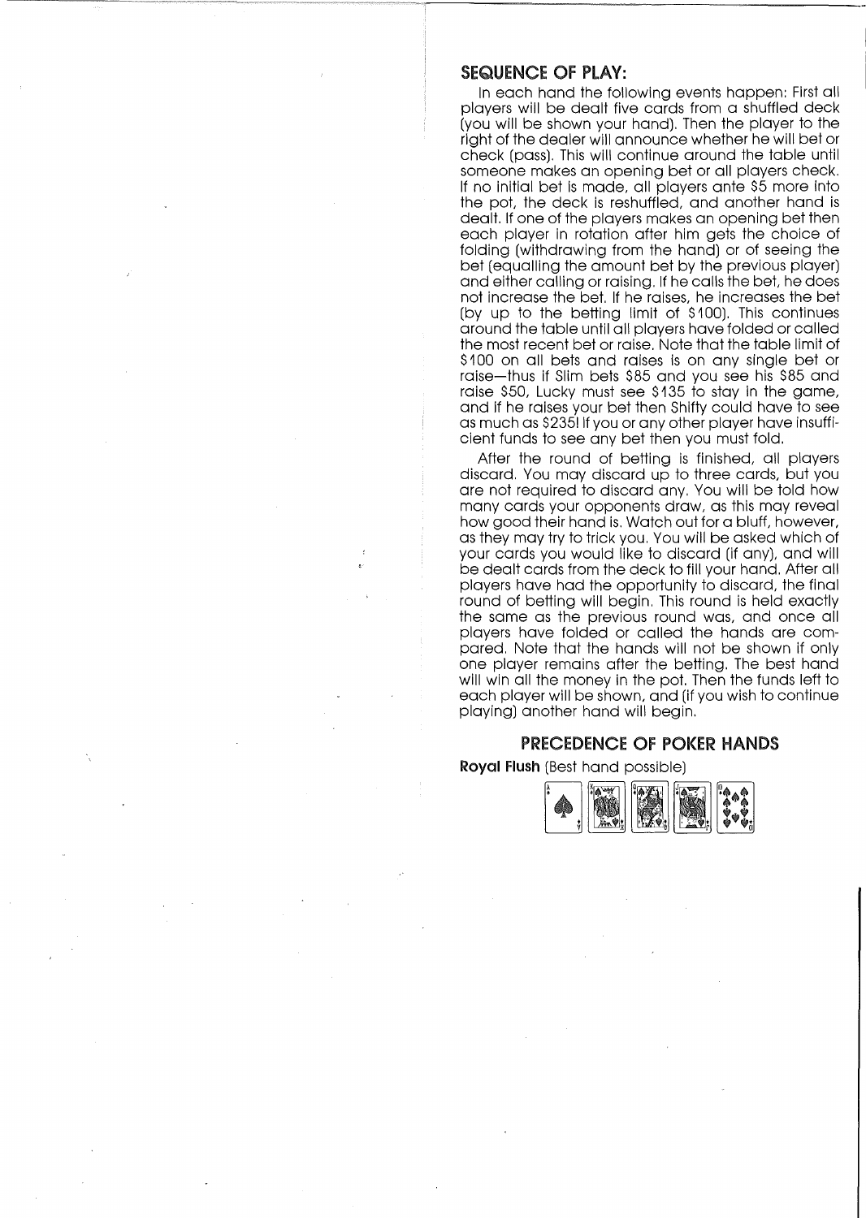## SEQUENCE OF PLAY:

In each hand the following events happen: First all players will be dealt five cards from a shuffled deck (you will be shown your hand). Then the player to the right of the dealer will announce whether he will bet or check (pass). This will continue around the table until someone makes an opening bet or all players check. If no initial bet is made, all players ante $5 more into the pot, the deck is reshuffled, and another hand is dealt. If one of the players makes an opening bet then each player in rotation after him gets the choice of folding (withdrawing from the hand) or of seeing the bet (equalling the amount bet by the previous player) and either calling or raising. If he calls the bet, he does not increase the bet. If he raises, he increases the bet (by up to the betting limit of $100). This continues around the table until all players have folded or called the most recent bet or raise. Note that the table limit of $100 on all bets and raises is on any single bet or raise—thus if Slim bets $85 and you see his $85 and raise $50, Lucky must see $135 to stay in the game, and if he raises your bet then Shifty could have to see as much as $235! If you or any other player have insufficient funds to see any bet then you must fold.

After the round of betting is finished, all players discard. You may discard up to three cards, but you are not required to discard any. You will be told how many cards your opponents draw, as this may reveal how good their hand is. Watch out for a bluff, however, as they may try to trick you. You will be asked which of your cards you would like to discard (if any), and will be dealt cards from the deck to fill your hand. After all players have had the opportunity to discard, the final round of betting will begin. This round is held exactly the same as the previous round was, and once all players have folded or called the hands are compared. Note that the hands will not be shown if only one player remains after the betting. The best hand will win all the money in the pot. Then the funds left to each player will be shown, and (if you wish to continue playing) another hand will begin.

## PRECEDENCE OF POKER HANDS

**Royal Flush** (Best hand possible)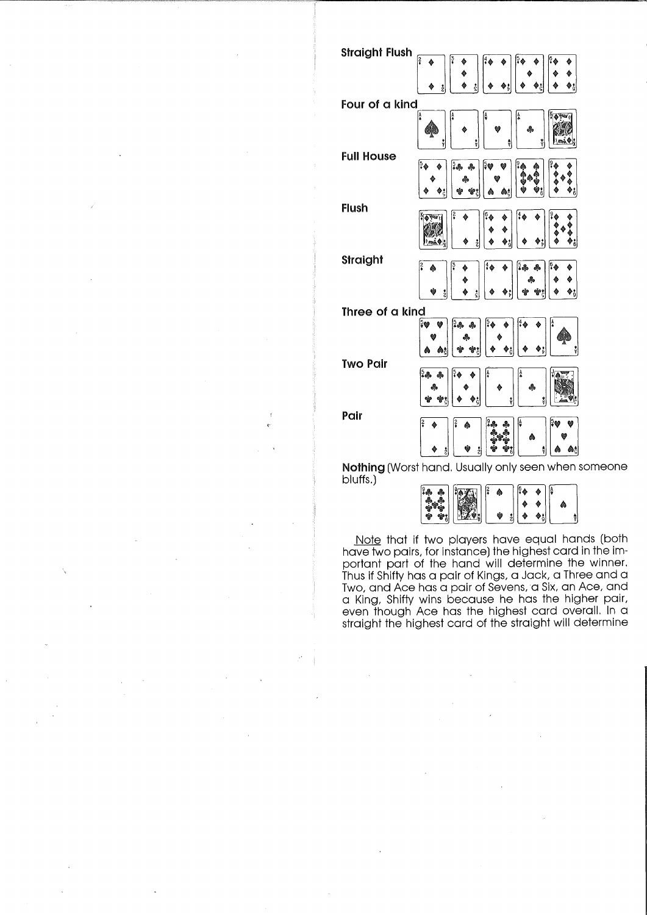**Straight Flush**

**Four of a kind**

**Full House**

**Flush**

**Straight**

**Three of a kind**

**Two Pair**

**Pair**

**Nothing** (Worst hand. Usually only seen when someone bluffs.)

Note that if two players have equal hands (both have two pairs, for instance) the highest card in the important part of the hand will determine the winner. Thus if Shifty has a pair of Kings, a Jack, a Three and a Two, and Ace has a pair of Sevens, a Six, an Ace, and a King, Shifty wins because he has the higher pair, even though Ace has the highest card overall. In a straight the highest card of the straight will determine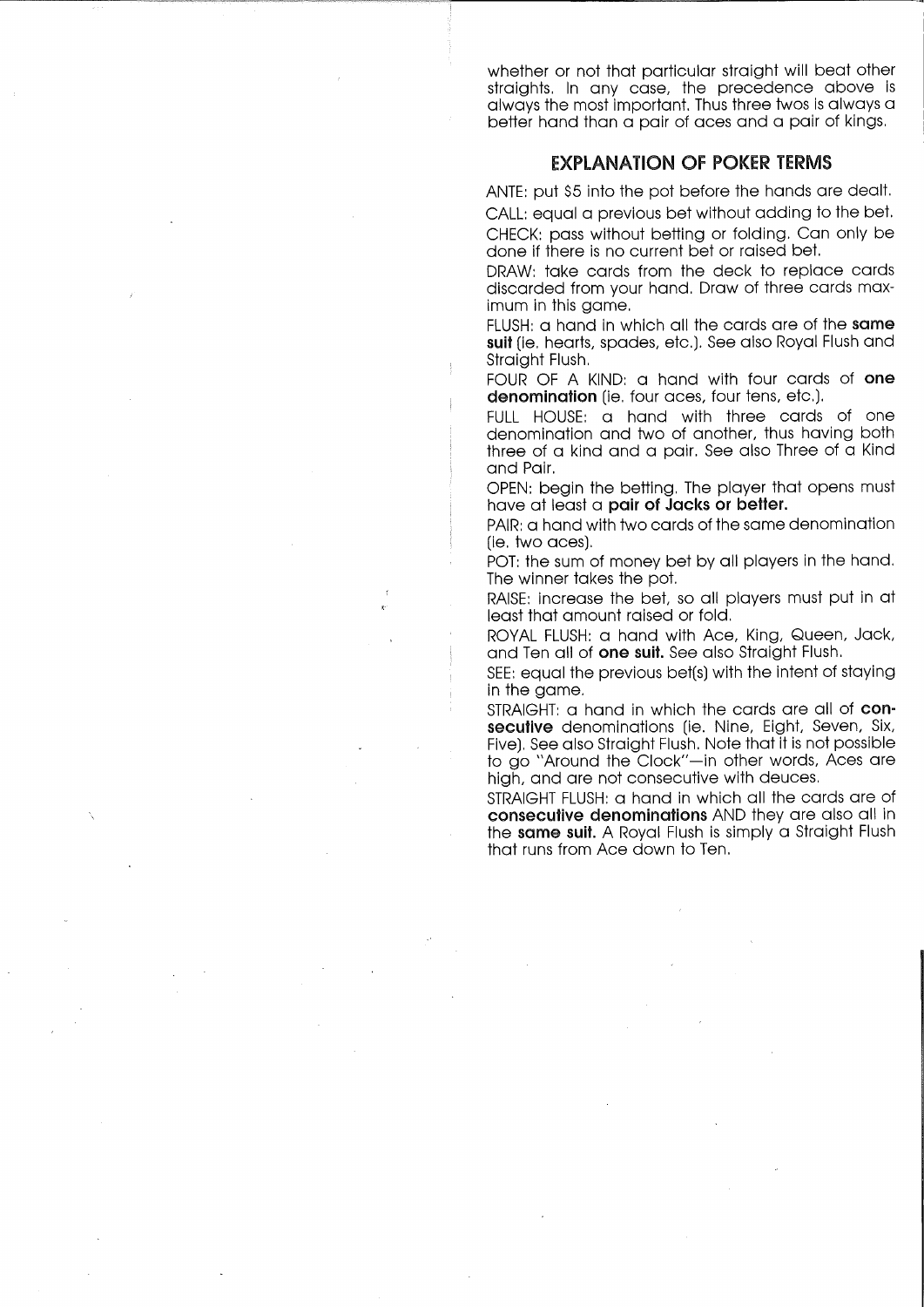whether or not that particular straight will beat other straights. In any case, the precedence above is always the most important. Thus three twos is always a better hand than a pair of aces and a pair of kings.

## EXPLANATION OF POKER TERMS

ANTE: put $5 into the pot before the hands are dealt.

CALL: equal a previous bet without adding to the bet.

CHECK: pass without betting or folding. Can only be done if there is no current bet or raised bet.

DRAW: take cards from the deck to replace cards discarded from your hand. Draw of three cards maximum in this game.

FLUSH: a hand in which all the cards are of the **same suit** (ie. hearts, spades, etc.). See also Royal Flush and Straight Flush.

FOUR OF A KIND: a hand with four cards of **one denomination** (ie. four aces, four tens, etc.).

FULL HOUSE: a hand with three cards of one denomination and two of another, thus having both three of a kind and a pair. See also Three of a Kind and Pair.

OPEN: begin the betting. The player that opens must have at least a **pair of Jacks or better.**

PAIR: a hand with two cards of the same denomination (ie. two aces).

POT: the sum of money bet by all players in the hand. The winner takes the pot.

RAISE: increase the bet, so all players must put in at least that amount raised or fold.

ROYAL FLUSH: a hand with Ace, King, Queen, Jack, and Ten all of **one suit.** See also Straight Flush.

SEE: equal the previous bet(s) with the intent of staying in the game.

STRAIGHT: a hand in which the cards are all of **consecutive** denominations (ie. Nine, Eight, Seven, Six, Five). See also Straight Flush. Note that it is not possible to go "Around the Clock"—in other words, Aces are high, and are not consecutive with deuces.

STRAIGHT FLUSH: a hand in which all the cards are of **consecutive denominations** AND they are also all in the **same suit.** A Royal Flush is simply a Straight Flush that runs from Ace down to Ten.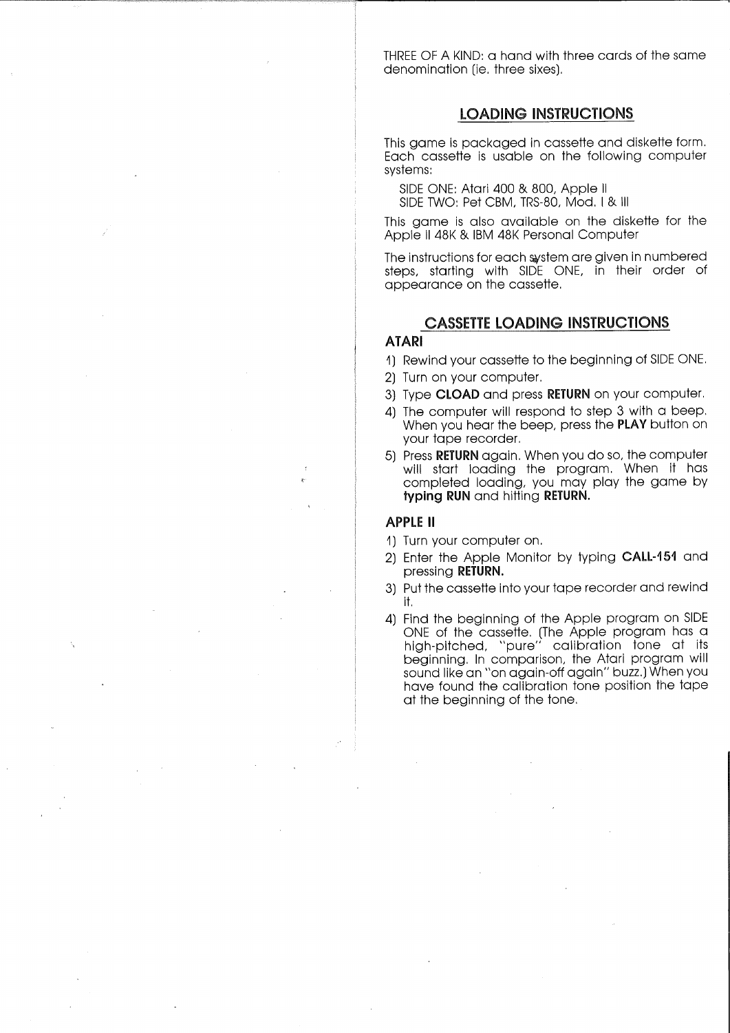THREE OF A KIND: a hand with three cards of the same denomination (ie. three sixes).

## LOADING INSTRUCTIONS

This game is packaged in cassette and diskette form. Each cassette is usable on the following computer systems:

SIDE ONE: Atari 400 & 800, Apple II
SIDE TWO: Pet CBM, TRS-80, Mod. I & III

This game is also available on the diskette for the Apple II 48K & IBM 48K Personal Computer

The instructions for each system are given in numbered steps, starting with SIDE ONE, in their order of appearance on the cassette.

## CASSETTE LOADING INSTRUCTIONS

### ATARI

1) Rewind your cassette to the beginning of SIDE ONE.
2) Turn on your computer.
3) Type **CLOAD** and press **RETURN** on your computer.
4) The computer will respond to step 3 with a beep. When you hear the beep, press the **PLAY** button on your tape recorder.
5) Press **RETURN** again. When you do so, the computer will start loading the program. When it has completed loading, you may play the game by **typing RUN** and hitting **RETURN.**

### APPLE II

1) Turn your computer on.
2) Enter the Apple Monitor by typing **CALL-151** and pressing **RETURN.**
3) Put the cassette into your tape recorder and rewind it.
4) Find the beginning of the Apple program on SIDE ONE of the cassette. (The Apple program has a high-pitched, "pure" calibration tone at its beginning. In comparison, the Atari program will sound like an "on again-off again" buzz.) When you have found the calibration tone position the tape at the beginning of the tone.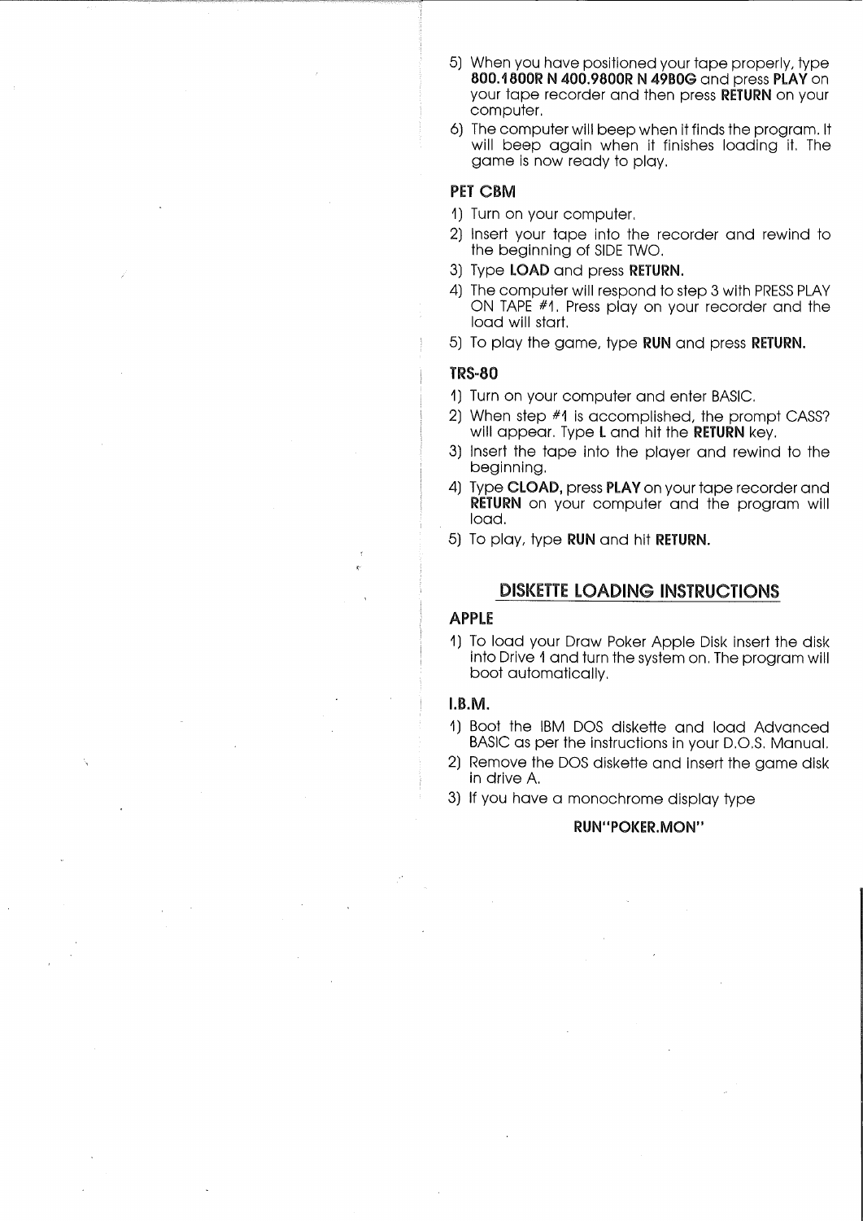5) When you have positioned your tape properly, type **800.1800R N 400.9800R N 4980G** and press **PLAY** on your tape recorder and then press **RETURN** on your computer.
6) The computer will beep when it finds the program. It will beep again when it finishes loading it. The game is now ready to play.

### PET CBM

1) Turn on your computer.
2) Insert your tape into the recorder and rewind to the beginning of SIDE TWO.
3) Type **LOAD** and press **RETURN.**
4) The computer will respond to step 3 with PRESS PLAY ON TAPE #1. Press play on your recorder and the load will start.
5) To play the game, type **RUN** and press **RETURN.**

### TRS-80

1) Turn on your computer and enter BASIC.
2) When step #1 is accomplished, the prompt CASS? will appear. Type **L** and hit the **RETURN** key.
3) Insert the tape into the player and rewind to the beginning.
4) Type **CLOAD,** press **PLAY** on your tape recorder and **RETURN** on your computer and the program will load.
5) To play, type **RUN** and hit **RETURN.**

## DISKETTE LOADING INSTRUCTIONS

### APPLE

1) To load your Draw Poker Apple Disk insert the disk into Drive 1 and turn the system on. The program will boot automatically.

### I.B.M.

1) Boot the IBM DOS diskette and load Advanced BASIC as per the instructions in your D.O.S. Manual.
2) Remove the DOS diskette and insert the game disk in drive A.
3) If you have a monochrome display type

**RUN"POKER.MON"**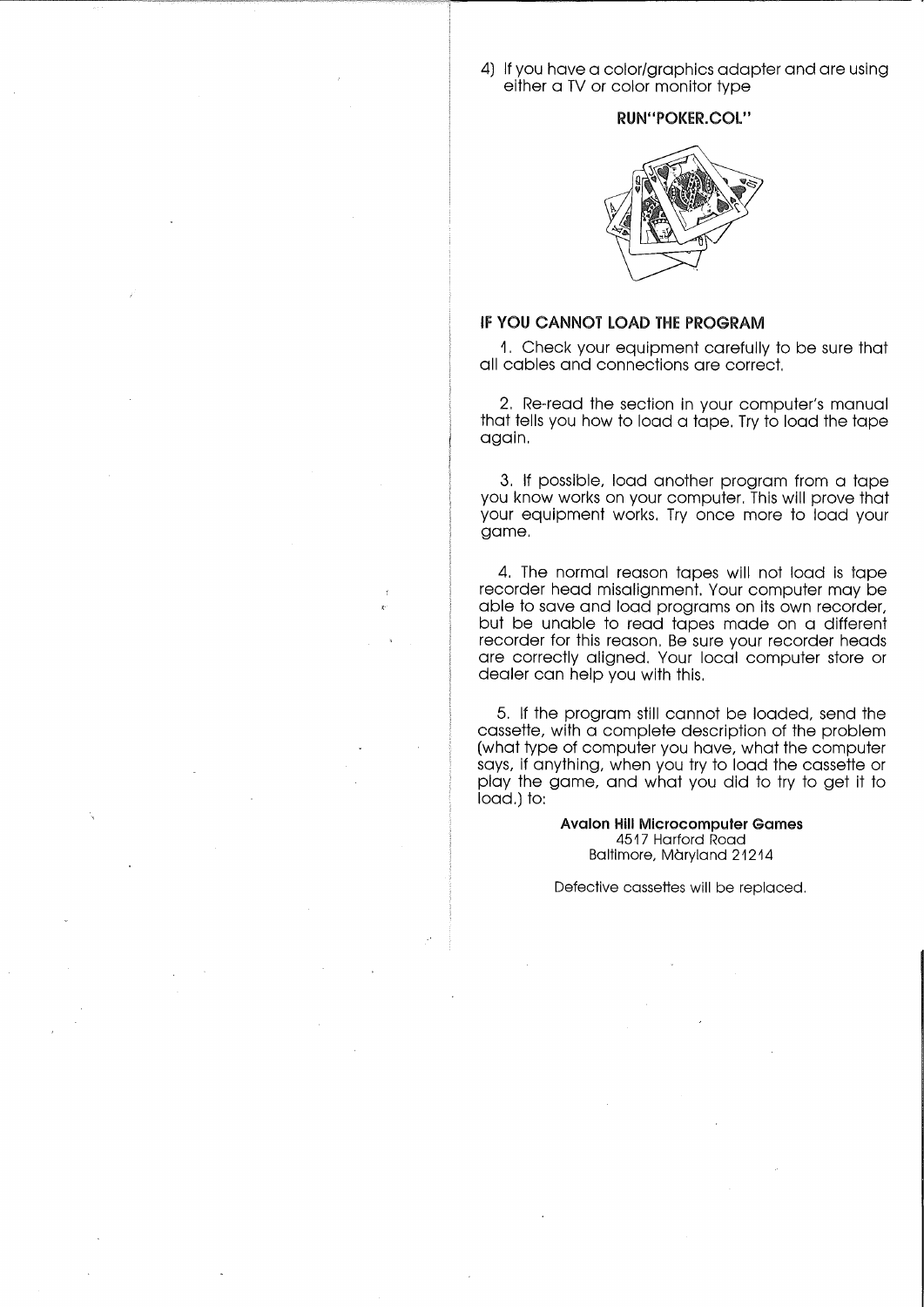4) If you have a color/graphics adapter and are using either a TV or color monitor type

**RUN"POKER.COL"**

## IF YOU CANNOT LOAD THE PROGRAM

1. Check your equipment carefully to be sure that all cables and connections are correct.

2. Re-read the section in your computer's manual that tells you how to load a tape. Try to load the tape again.

3. If possible, load another program from a tape you know works on your computer. This will prove that your equipment works. Try once more to load your game.

4. The normal reason tapes will not load is tape recorder head misalignment. Your computer may be able to save and load programs on its own recorder, but be unable to read tapes made on a different recorder for this reason. Be sure your recorder heads are correctly aligned. Your local computer store or dealer can help you with this.

5. If the program still cannot be loaded, send the cassette, with a complete description of the problem (what type of computer you have, what the computer says, if anything, when you try to load the cassette or play the game, and what you did to try to get it to load.) to:

**Avalon Hill Microcomputer Games**
4517 Harford Road
Baltimore, Maryland 21214

Defective cassettes will be replaced.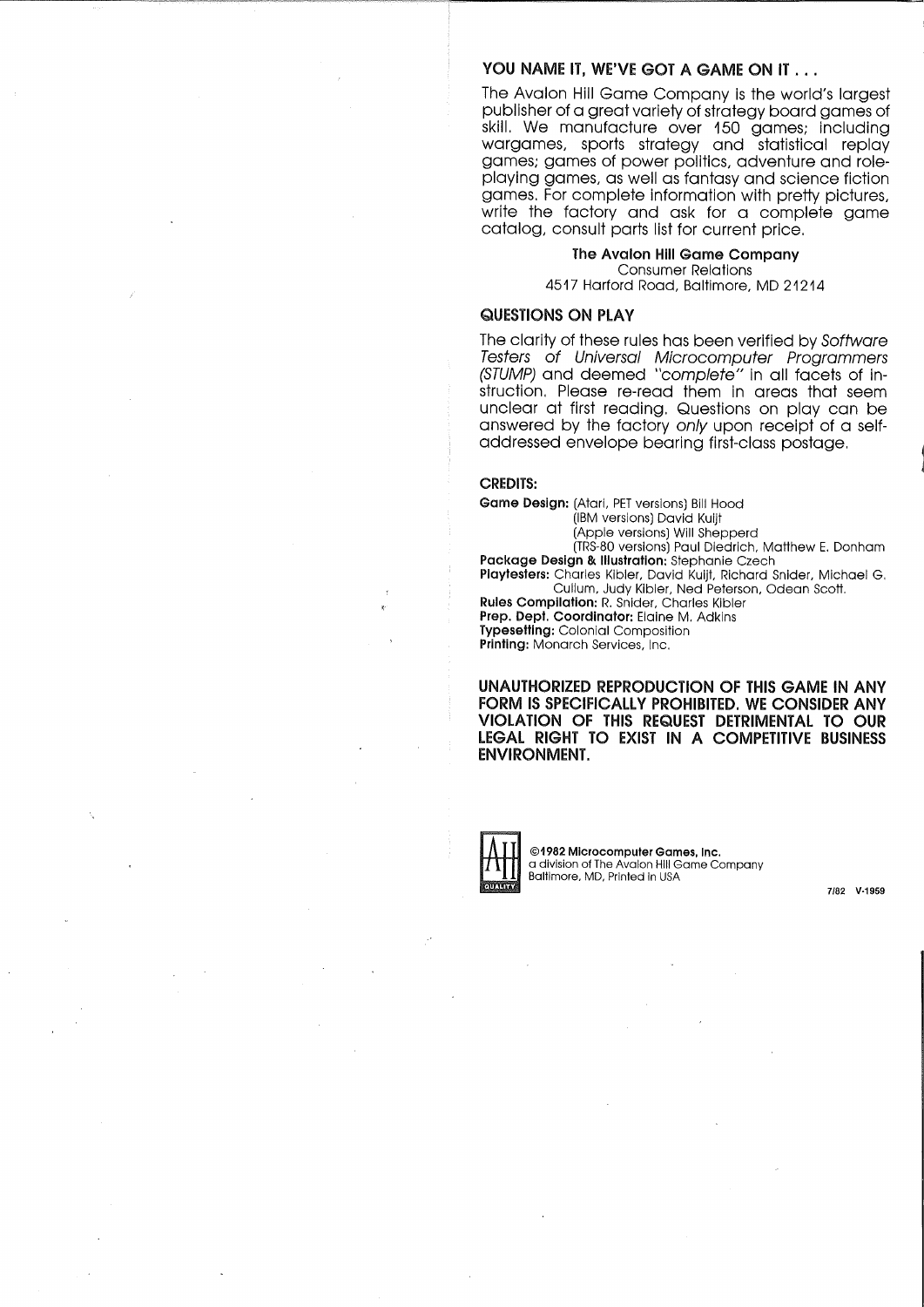## YOU NAME IT, WE'VE GOT A GAME ON IT . . .

The Avalon Hill Game Company is the world's largest publisher of a great variety of strategy board games of skill. We manufacture over 150 games; including wargames, sports strategy and statistical replay games; games of power politics, adventure and role-playing games, as well as fantasy and science fiction games. For complete information with pretty pictures, write the factory and ask for a complete game catalog, consult parts list for current price.

**The Avalon Hill Game Company**
Consumer Relations
4517 Harford Road, Baltimore, MD 21214

## QUESTIONS ON PLAY

The clarity of these rules has been verified by *Software Testers of Universal Microcomputer Programmers (STUMP)* and deemed *"complete"* in all facets of instruction. Please re-read them in areas that seem unclear at first reading. Questions on play can be answered by the factory *only* upon receipt of a self-addressed envelope bearing first-class postage.

### CREDITS:

**Game Design:** (Atari, PET versions) Bill Hood
(IBM versions) David Kuijt
(Apple versions) Will Shepperd
(TRS-80 versions) Paul Diedrich, Matthew E. Donham
**Package Design & Illustration:** Stephanie Czech
**Playtesters:** Charles Kibler, David Kuijt, Richard Snider, Michael G. Cullum, Judy Kibler, Ned Peterson, Odean Scott.
**Rules Compilation:** R. Snider, Charles Kibler
**Prep. Dept. Coordinator:** Elaine M. Adkins
**Typesetting:** Colonial Composition
**Printing:** Monarch Services, Inc.

**UNAUTHORIZED REPRODUCTION OF THIS GAME IN ANY FORM IS SPECIFICALLY PROHIBITED. WE CONSIDER ANY VIOLATION OF THIS REQUEST DETRIMENTAL TO OUR LEGAL RIGHT TO EXIST IN A COMPETITIVE BUSINESS ENVIRONMENT.**

AH QUALITY

**©1982 Microcomputer Games, Inc.**
a division of The Avalon Hill Game Company
Baltimore, MD, Printed in USA

7/82 V-1959